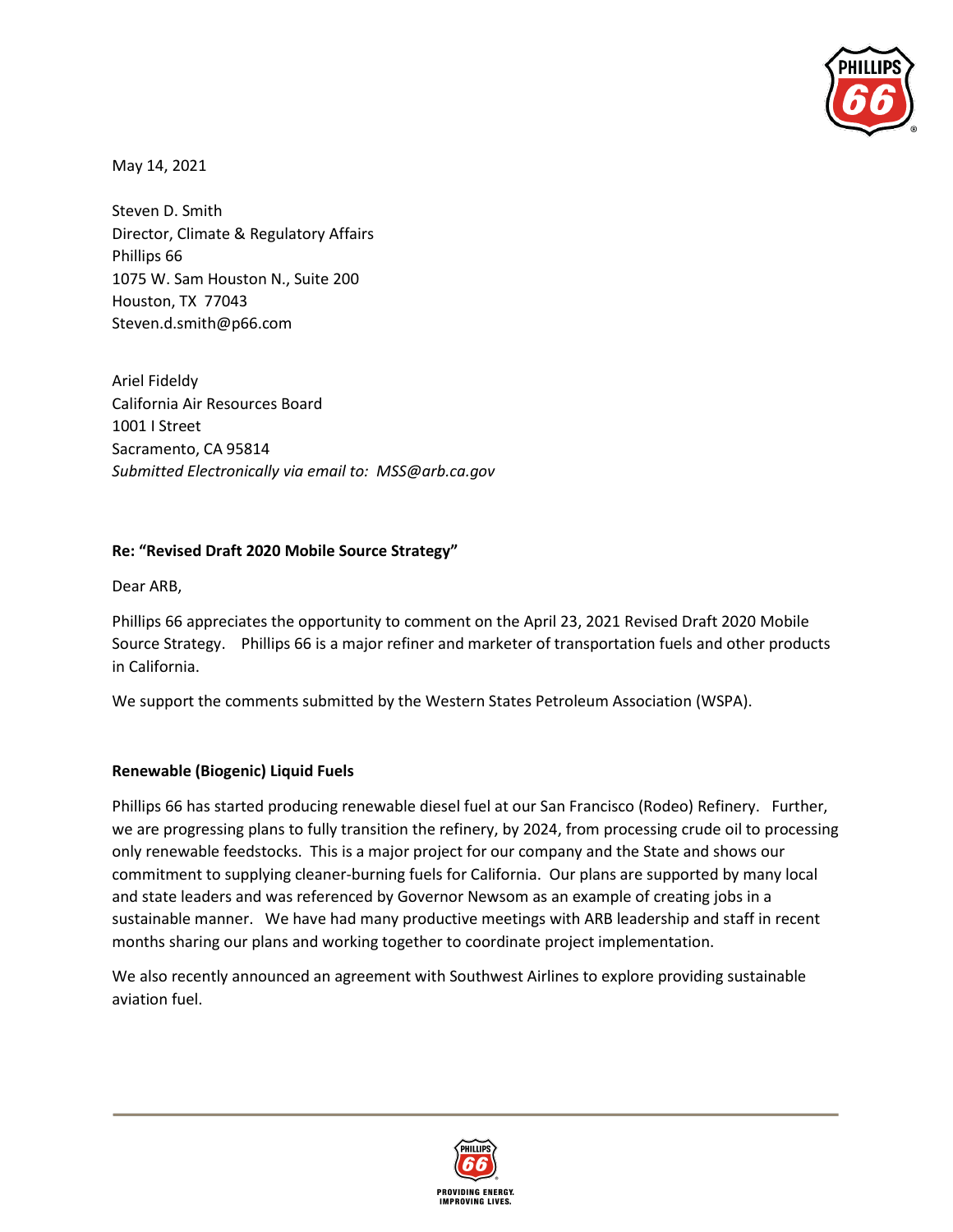May 14, 2021

Steven D. Smith
Director, Climate & Regulatory Affairs
Phillips 66
1075 W. Sam Houston N., Suite 200
Houston, TX 77043
Steven.d.smith@p66.com

Ariel Fideldy
California Air Resources Board
1001 I Street
Sacramento, CA 95814
*Submitted Electronically via email to: MSS@arb.ca.gov*

**Re: "Revised Draft 2020 Mobile Source Strategy"**

Dear ARB,

Phillips 66 appreciates the opportunity to comment on the April 23, 2021 Revised Draft 2020 Mobile Source Strategy. Phillips 66 is a major refiner and marketer of transportation fuels and other products in California.

We support the comments submitted by the Western States Petroleum Association (WSPA).

**Renewable (Biogenic) Liquid Fuels**

Phillips 66 has started producing renewable diesel fuel at our San Francisco (Rodeo) Refinery. Further, we are progressing plans to fully transition the refinery, by 2024, from processing crude oil to processing only renewable feedstocks. This is a major project for our company and the State and shows our commitment to supplying cleaner-burning fuels for California. Our plans are supported by many local and state leaders and was referenced by Governor Newsom as an example of creating jobs in a sustainable manner. We have had many productive meetings with ARB leadership and staff in recent months sharing our plans and working together to coordinate project implementation.

We also recently announced an agreement with Southwest Airlines to explore providing sustainable aviation fuel.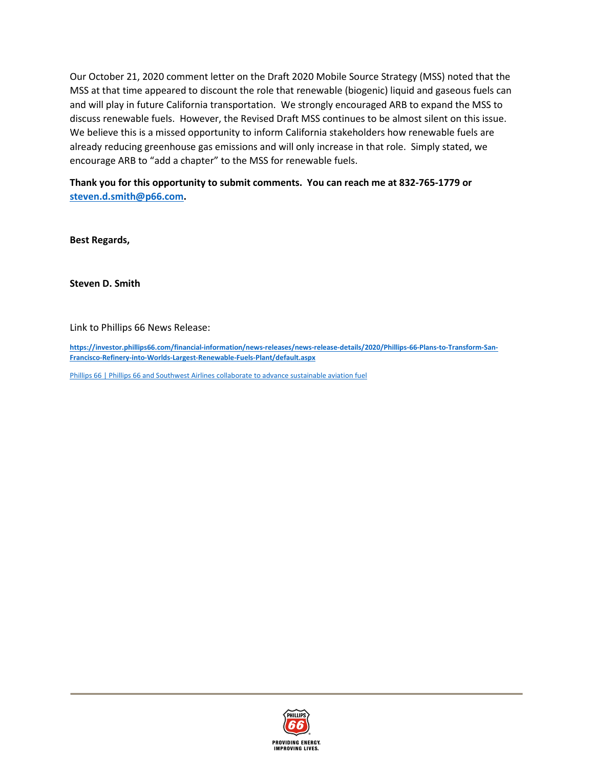Our October 21, 2020 comment letter on the Draft 2020 Mobile Source Strategy (MSS) noted that the MSS at that time appeared to discount the role that renewable (biogenic) liquid and gaseous fuels can and will play in future California transportation. We strongly encouraged ARB to expand the MSS to discuss renewable fuels. However, the Revised Draft MSS continues to be almost silent on this issue. We believe this is a missed opportunity to inform California stakeholders how renewable fuels are already reducing greenhouse gas emissions and will only increase in that role. Simply stated, we encourage ARB to "add a chapter" to the MSS for renewable fuels.

**Thank you for this opportunity to submit comments. You can reach me at 832-765-1779 or steven.d.smith@p66.com.**

**Best Regards,**

**Steven D. Smith**

Link to Phillips 66 News Release:

**https://investor.phillips66.com/financial-information/news-releases/news-release-details/2020/Phillips-66-Plans-to-Transform-San-Francisco-Refinery-into-Worlds-Largest-Renewable-Fuels-Plant/default.aspx**

Phillips 66 | Phillips 66 and Southwest Airlines collaborate to advance sustainable aviation fuel